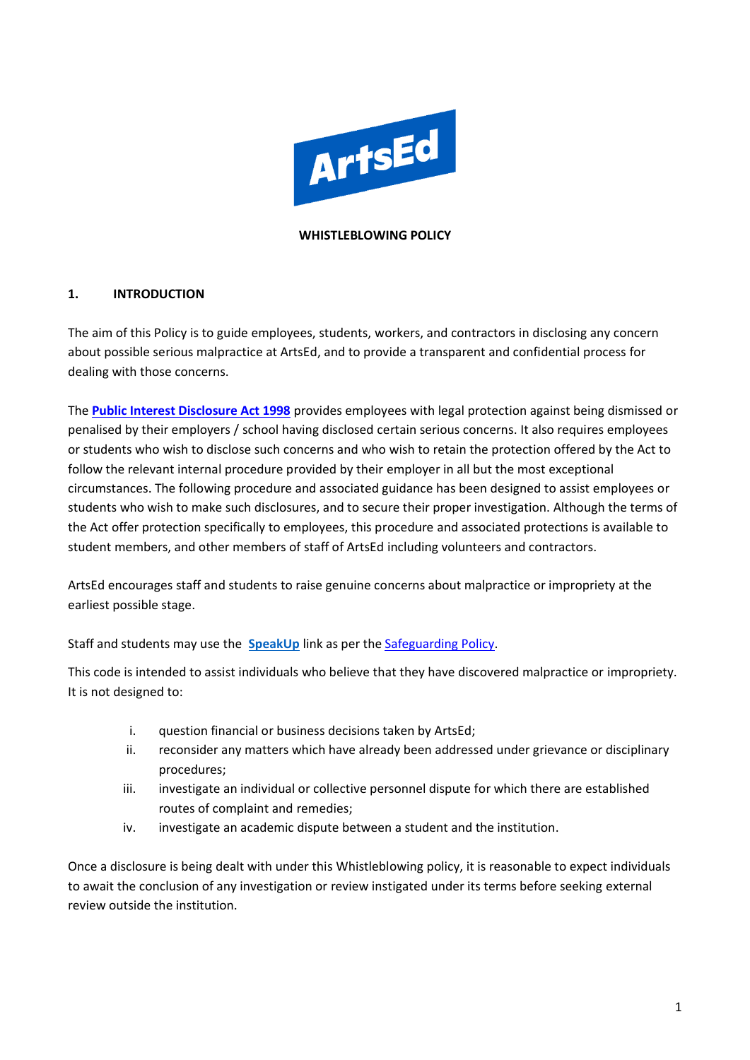**WHISTLEBLOWING POLICY**

## 1. INTRODUCTION

The aim of this Policy is to guide employees, students, workers, and contractors in disclosing any concern about possible serious malpractice at ArtsEd, and to provide a transparent and confidential process for dealing with those concerns.

The **Public Interest Disclosure Act 1998** provides employees with legal protection against being dismissed or penalised by their employers / school having disclosed certain serious concerns. It also requires employees or students who wish to disclose such concerns and who wish to retain the protection offered by the Act to follow the relevant internal procedure provided by their employer in all but the most exceptional circumstances. The following procedure and associated guidance has been designed to assist employees or students who wish to make such disclosures, and to secure their proper investigation. Although the terms of the Act offer protection specifically to employees, this procedure and associated protections is available to student members, and other members of staff of ArtsEd including volunteers and contractors.

ArtsEd encourages staff and students to raise genuine concerns about malpractice or impropriety at the earliest possible stage.

Staff and students may use the **SpeakUp** link as per the Safeguarding Policy.

This code is intended to assist individuals who believe that they have discovered malpractice or impropriety. It is not designed to:

i. question financial or business decisions taken by ArtsEd;
ii. reconsider any matters which have already been addressed under grievance or disciplinary procedures;
iii. investigate an individual or collective personnel dispute for which there are established routes of complaint and remedies;
iv. investigate an academic dispute between a student and the institution.

Once a disclosure is being dealt with under this Whistleblowing policy, it is reasonable to expect individuals to await the conclusion of any investigation or review instigated under its terms before seeking external review outside the institution.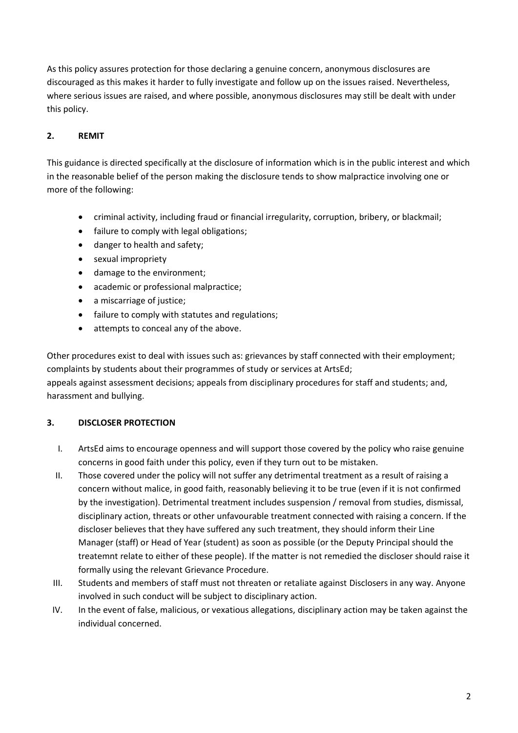As this policy assures protection for those declaring a genuine concern, anonymous disclosures are discouraged as this makes it harder to fully investigate and follow up on the issues raised. Nevertheless, where serious issues are raised, and where possible, anonymous disclosures may still be dealt with under this policy.

## 2. REMIT

This guidance is directed specifically at the disclosure of information which is in the public interest and which in the reasonable belief of the person making the disclosure tends to show malpractice involving one or more of the following:

- criminal activity, including fraud or financial irregularity, corruption, bribery, or blackmail;
- failure to comply with legal obligations;
- danger to health and safety;
- sexual impropriety
- damage to the environment;
- academic or professional malpractice;
- a miscarriage of justice;
- failure to comply with statutes and regulations;
- attempts to conceal any of the above.

Other procedures exist to deal with issues such as: grievances by staff connected with their employment; complaints by students about their programmes of study or services at ArtsEd;
appeals against assessment decisions; appeals from disciplinary procedures for staff and students; and, harassment and bullying.

## 3. DISCLOSER PROTECTION

I. ArtsEd aims to encourage openness and will support those covered by the policy who raise genuine concerns in good faith under this policy, even if they turn out to be mistaken.

II. Those covered under the policy will not suffer any detrimental treatment as a result of raising a concern without malice, in good faith, reasonably believing it to be true (even if it is not confirmed by the investigation). Detrimental treatment includes suspension / removal from studies, dismissal, disciplinary action, threats or other unfavourable treatment connected with raising a concern. If the discloser believes that they have suffered any such treatment, they should inform their Line Manager (staff) or Head of Year (student) as soon as possible (or the Deputy Principal should the treatemnt relate to either of these people). If the matter is not remedied the discloser should raise it formally using the relevant Grievance Procedure.

III. Students and members of staff must not threaten or retaliate against Disclosers in any way. Anyone involved in such conduct will be subject to disciplinary action.

IV. In the event of false, malicious, or vexatious allegations, disciplinary action may be taken against the individual concerned.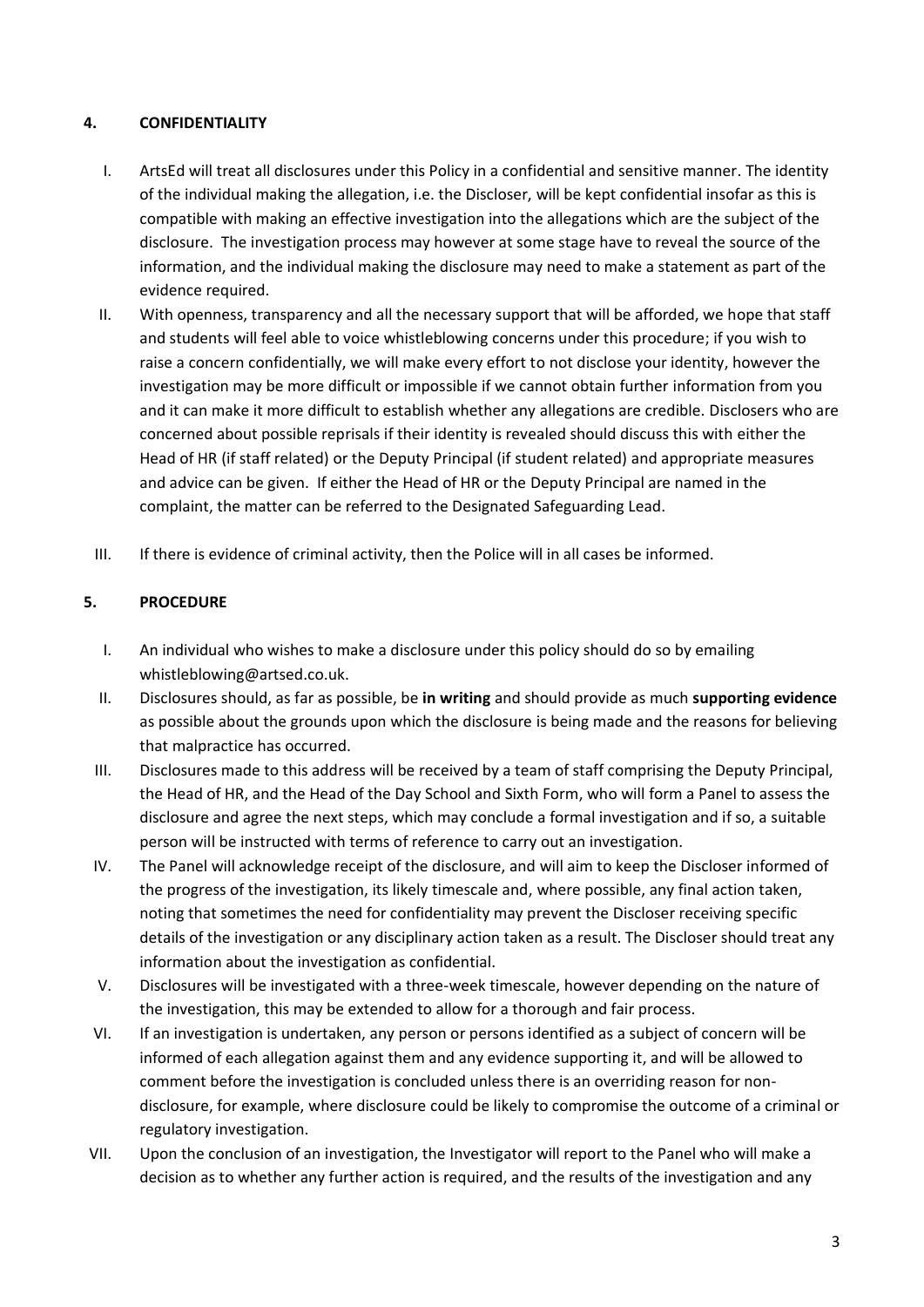## 4. CONFIDENTIALITY

I. ArtsEd will treat all disclosures under this Policy in a confidential and sensitive manner. The identity of the individual making the allegation, i.e. the Discloser, will be kept confidential insofar as this is compatible with making an effective investigation into the allegations which are the subject of the disclosure. The investigation process may however at some stage have to reveal the source of the information, and the individual making the disclosure may need to make a statement as part of the evidence required.

II. With openness, transparency and all the necessary support that will be afforded, we hope that staff and students will feel able to voice whistleblowing concerns under this procedure; if you wish to raise a concern confidentially, we will make every effort to not disclose your identity, however the investigation may be more difficult or impossible if we cannot obtain further information from you and it can make it more difficult to establish whether any allegations are credible. Disclosers who are concerned about possible reprisals if their identity is revealed should discuss this with either the Head of HR (if staff related) or the Deputy Principal (if student related) and appropriate measures and advice can be given. If either the Head of HR or the Deputy Principal are named in the complaint, the matter can be referred to the Designated Safeguarding Lead.

III. If there is evidence of criminal activity, then the Police will in all cases be informed.

## 5. PROCEDURE

I. An individual who wishes to make a disclosure under this policy should do so by emailing whistleblowing@artsed.co.uk.

II. Disclosures should, as far as possible, be **in writing** and should provide as much **supporting evidence** as possible about the grounds upon which the disclosure is being made and the reasons for believing that malpractice has occurred.

III. Disclosures made to this address will be received by a team of staff comprising the Deputy Principal, the Head of HR, and the Head of the Day School and Sixth Form, who will form a Panel to assess the disclosure and agree the next steps, which may conclude a formal investigation and if so, a suitable person will be instructed with terms of reference to carry out an investigation.

IV. The Panel will acknowledge receipt of the disclosure, and will aim to keep the Discloser informed of the progress of the investigation, its likely timescale and, where possible, any final action taken, noting that sometimes the need for confidentiality may prevent the Discloser receiving specific details of the investigation or any disciplinary action taken as a result. The Discloser should treat any information about the investigation as confidential.

V. Disclosures will be investigated with a three-week timescale, however depending on the nature of the investigation, this may be extended to allow for a thorough and fair process.

VI. If an investigation is undertaken, any person or persons identified as a subject of concern will be informed of each allegation against them and any evidence supporting it, and will be allowed to comment before the investigation is concluded unless there is an overriding reason for non-disclosure, for example, where disclosure could be likely to compromise the outcome of a criminal or regulatory investigation.

VII. Upon the conclusion of an investigation, the Investigator will report to the Panel who will make a decision as to whether any further action is required, and the results of the investigation and any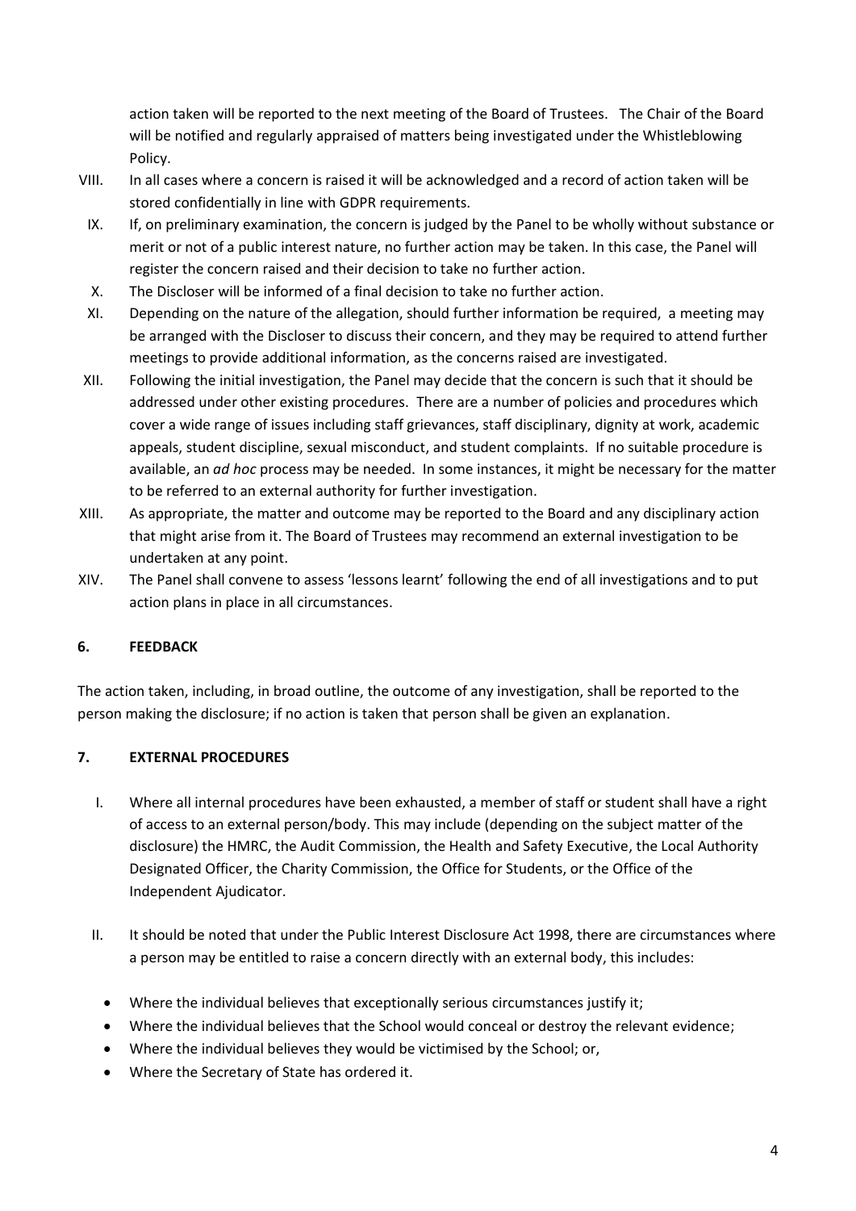action taken will be reported to the next meeting of the Board of Trustees. The Chair of the Board will be notified and regularly appraised of matters being investigated under the Whistleblowing Policy.

VIII. In all cases where a concern is raised it will be acknowledged and a record of action taken will be stored confidentially in line with GDPR requirements.

IX. If, on preliminary examination, the concern is judged by the Panel to be wholly without substance or merit or not of a public interest nature, no further action may be taken. In this case, the Panel will register the concern raised and their decision to take no further action.

X. The Discloser will be informed of a final decision to take no further action.

XI. Depending on the nature of the allegation, should further information be required, a meeting may be arranged with the Discloser to discuss their concern, and they may be required to attend further meetings to provide additional information, as the concerns raised are investigated.

XII. Following the initial investigation, the Panel may decide that the concern is such that it should be addressed under other existing procedures. There are a number of policies and procedures which cover a wide range of issues including staff grievances, staff disciplinary, dignity at work, academic appeals, student discipline, sexual misconduct, and student complaints. If no suitable procedure is available, an *ad hoc* process may be needed. In some instances, it might be necessary for the matter to be referred to an external authority for further investigation.

XIII. As appropriate, the matter and outcome may be reported to the Board and any disciplinary action that might arise from it. The Board of Trustees may recommend an external investigation to be undertaken at any point.

XIV. The Panel shall convene to assess 'lessons learnt' following the end of all investigations and to put action plans in place in all circumstances.

## 6. FEEDBACK

The action taken, including, in broad outline, the outcome of any investigation, shall be reported to the person making the disclosure; if no action is taken that person shall be given an explanation.

## 7. EXTERNAL PROCEDURES

I. Where all internal procedures have been exhausted, a member of staff or student shall have a right of access to an external person/body. This may include (depending on the subject matter of the disclosure) the HMRC, the Audit Commission, the Health and Safety Executive, the Local Authority Designated Officer, the Charity Commission, the Office for Students, or the Office of the Independent Ajudicator.

II. It should be noted that under the Public Interest Disclosure Act 1998, there are circumstances where a person may be entitled to raise a concern directly with an external body, this includes:

- Where the individual believes that exceptionally serious circumstances justify it;
- Where the individual believes that the School would conceal or destroy the relevant evidence;
- Where the individual believes they would be victimised by the School; or,
- Where the Secretary of State has ordered it.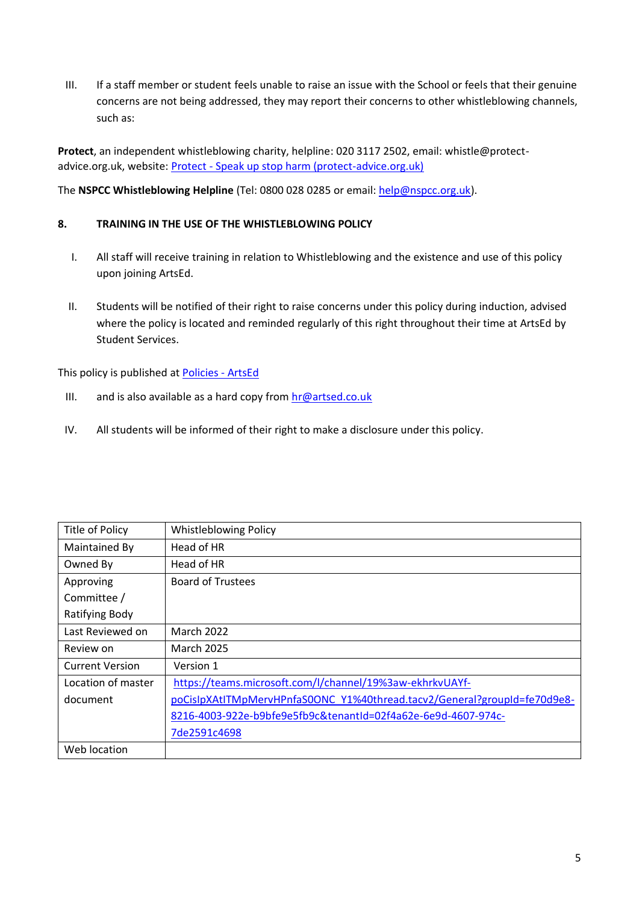III. If a staff member or student feels unable to raise an issue with the School or feels that their genuine concerns are not being addressed, they may report their concerns to other whistleblowing channels, such as:

**Protect**, an independent whistleblowing charity, helpline: 020 3117 2502, email: whistle@protect-advice.org.uk, website: [Protect - Speak up stop harm (protect-advice.org.uk)](https://protect-advice.org.uk)

The **NSPCC Whistleblowing Helpline** (Tel: 0800 028 0285 or email: [help@nspcc.org.uk](mailto:help@nspcc.org.uk)).

## 8. TRAINING IN THE USE OF THE WHISTLEBLOWING POLICY

I. All staff will receive training in relation to Whistleblowing and the existence and use of this policy upon joining ArtsEd.

II. Students will be notified of their right to raise concerns under this policy during induction, advised where the policy is located and reminded regularly of this right throughout their time at ArtsEd by Student Services.

This policy is published at Policies - ArtsEd

III. and is also available as a hard copy from [hr@artsed.co.uk](mailto:hr@artsed.co.uk)

IV. All students will be informed of their right to make a disclosure under this policy.

| | |
|---|---|
| Title of Policy | Whistleblowing Policy |
| Maintained By | Head of HR |
| Owned By | Head of HR |
| Approving Committee / Ratifying Body | Board of Trustees |
| Last Reviewed on | March 2022 |
| Review on | March 2025 |
| Current Version | Version 1 |
| Location of master document | https://teams.microsoft.com/l/channel/19%3aw-ekhrkvUAYf-poCisIpXAtITMpMervHPnfaS0ONC_Y1%40thread.tacv2/General?groupId=fe70d9e8-8216-4003-922e-b9bfe9e5fb9c&tenantId=02f4a62e-6e9d-4607-974c-7de2591c4698 |
| Web location | |